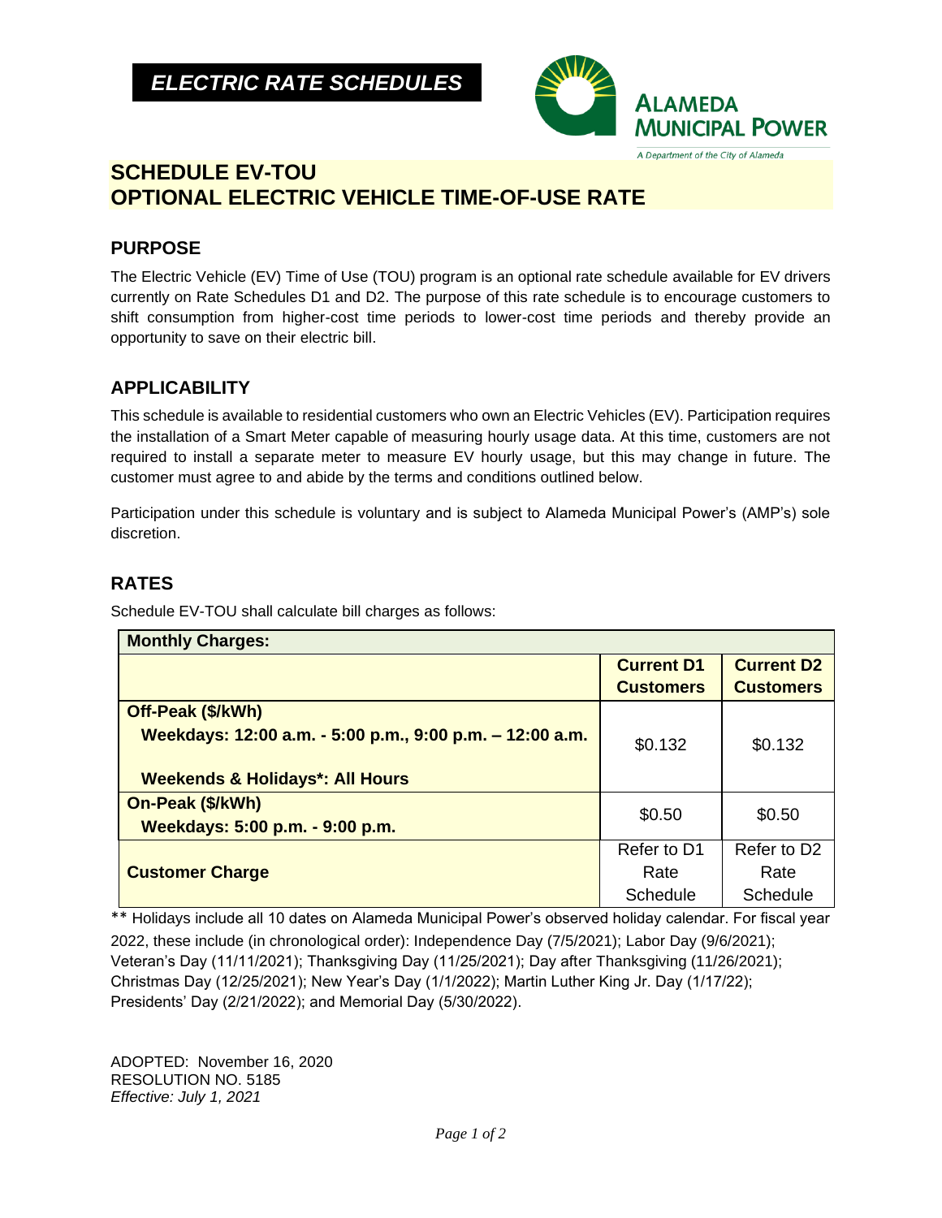# ELECTRIC RATE SCHEDULES

**ALAMEDA MUNICIPAL POWER**

A Department of the City of Alameda

# SCHEDULE EV-TOU
# OPTIONAL ELECTRIC VEHICLE TIME-OF-USE RATE

## PURPOSE

The Electric Vehicle (EV) Time of Use (TOU) program is an optional rate schedule available for EV drivers currently on Rate Schedules D1 and D2. The purpose of this rate schedule is to encourage customers to shift consumption from higher-cost time periods to lower-cost time periods and thereby provide an opportunity to save on their electric bill.

## APPLICABILITY

This schedule is available to residential customers who own an Electric Vehicles (EV). Participation requires the installation of a Smart Meter capable of measuring hourly usage data. At this time, customers are not required to install a separate meter to measure EV hourly usage, but this may change in future. The customer must agree to and abide by the terms and conditions outlined below.

Participation under this schedule is voluntary and is subject to Alameda Municipal Power's (AMP's) sole discretion.

## RATES

Schedule EV-TOU shall calculate bill charges as follows:

| **Monthly Charges:** | | |
|---|---|---|
| | **Current D1 Customers** | **Current D2 Customers** |
| **Off-Peak ($/kWh)**<br>**Weekdays: 12:00 a.m. - 5:00 p.m., 9:00 p.m. – 12:00 a.m.**<br>**Weekends & Holidays*: All Hours** | $0.132 | $0.132 |
| **On-Peak ($/kWh)**<br>**Weekdays: 5:00 p.m. - 9:00 p.m.** | $0.50 | $0.50 |
| **Customer Charge** | Refer to D1 Rate Schedule | Refer to D2 Rate Schedule |

** Holidays include all 10 dates on Alameda Municipal Power's observed holiday calendar. For fiscal year 2022, these include (in chronological order): Independence Day (7/5/2021); Labor Day (9/6/2021); Veteran's Day (11/11/2021); Thanksgiving Day (11/25/2021); Day after Thanksgiving (11/26/2021); Christmas Day (12/25/2021); New Year's Day (1/1/2022); Martin Luther King Jr. Day (1/17/22); Presidents' Day (2/21/2022); and Memorial Day (5/30/2022).

ADOPTED: November 16, 2020
RESOLUTION NO. 5185
*Effective: July 1, 2021*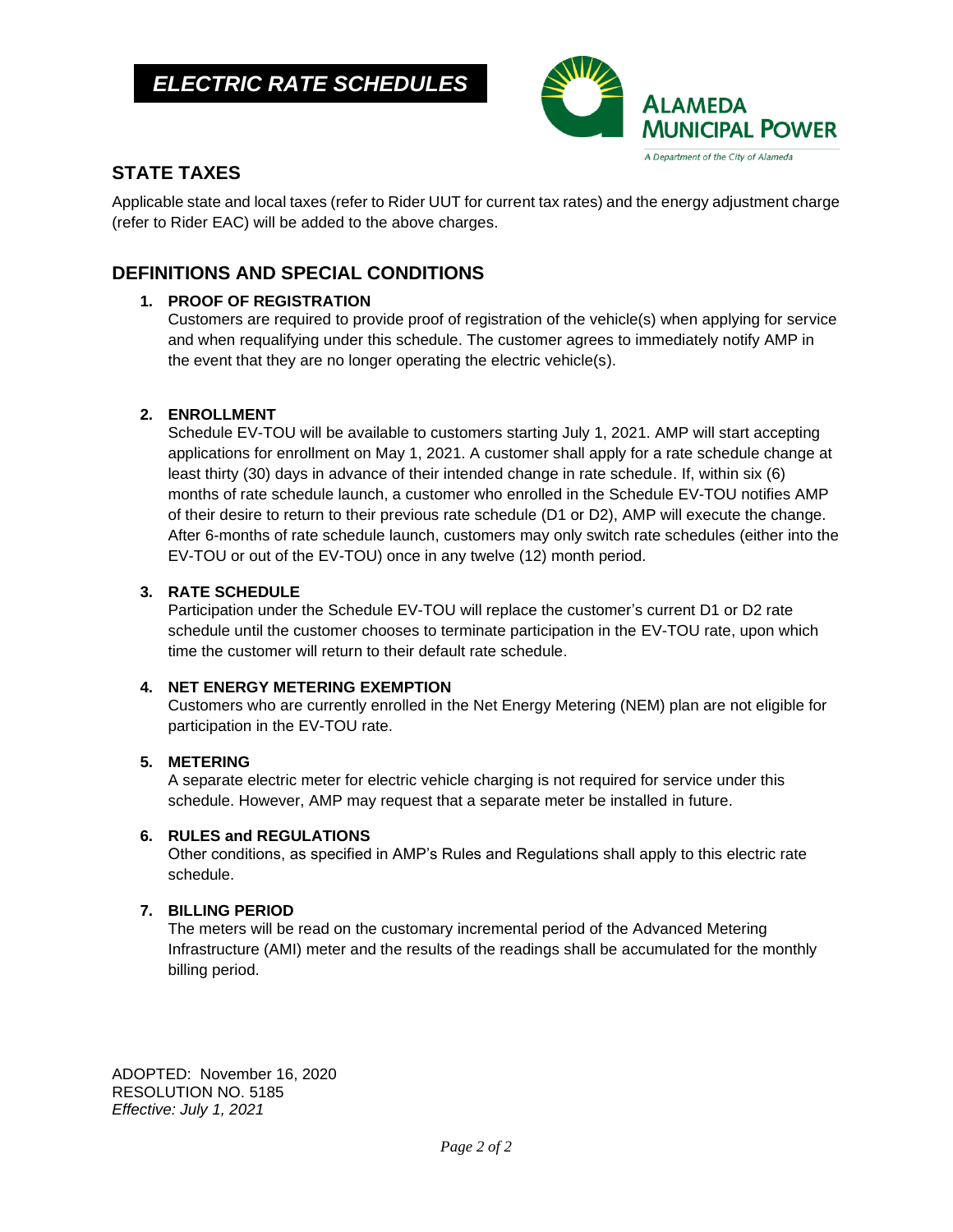# ELECTRIC RATE SCHEDULES

ALAMEDA MUNICIPAL POWER

A Department of the City of Alameda

## STATE TAXES

Applicable state and local taxes (refer to Rider UUT for current tax rates) and the energy adjustment charge (refer to Rider EAC) will be added to the above charges.

## DEFINITIONS AND SPECIAL CONDITIONS

1. **PROOF OF REGISTRATION**
   Customers are required to provide proof of registration of the vehicle(s) when applying for service and when requalifying under this schedule. The customer agrees to immediately notify AMP in the event that they are no longer operating the electric vehicle(s).

2. **ENROLLMENT**
   Schedule EV-TOU will be available to customers starting July 1, 2021. AMP will start accepting applications for enrollment on May 1, 2021. A customer shall apply for a rate schedule change at least thirty (30) days in advance of their intended change in rate schedule. If, within six (6) months of rate schedule launch, a customer who enrolled in the Schedule EV-TOU notifies AMP of their desire to return to their previous rate schedule (D1 or D2), AMP will execute the change. After 6-months of rate schedule launch, customers may only switch rate schedules (either into the EV-TOU or out of the EV-TOU) once in any twelve (12) month period.

3. **RATE SCHEDULE**
   Participation under the Schedule EV-TOU will replace the customer's current D1 or D2 rate schedule until the customer chooses to terminate participation in the EV-TOU rate, upon which time the customer will return to their default rate schedule.

4. **NET ENERGY METERING EXEMPTION**
   Customers who are currently enrolled in the Net Energy Metering (NEM) plan are not eligible for participation in the EV-TOU rate.

5. **METERING**
   A separate electric meter for electric vehicle charging is not required for service under this schedule. However, AMP may request that a separate meter be installed in future.

6. **RULES and REGULATIONS**
   Other conditions, as specified in AMP's Rules and Regulations shall apply to this electric rate schedule.

7. **BILLING PERIOD**
   The meters will be read on the customary incremental period of the Advanced Metering Infrastructure (AMI) meter and the results of the readings shall be accumulated for the monthly billing period.

ADOPTED: November 16, 2020
RESOLUTION NO. 5185
*Effective: July 1, 2021*